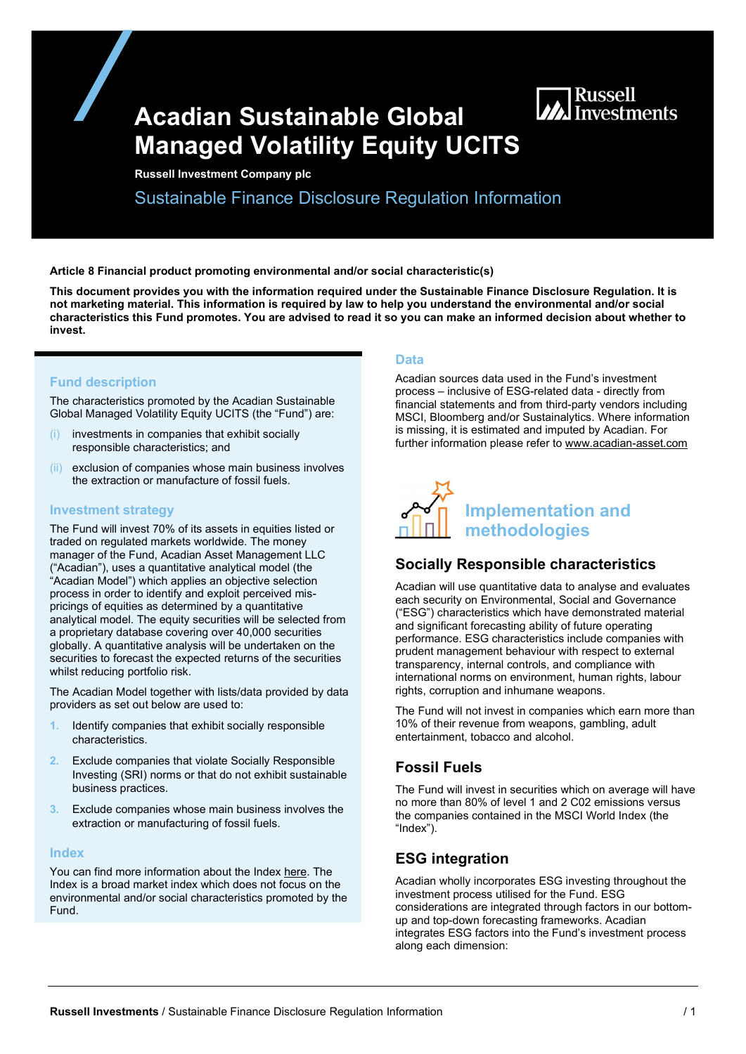# Acadian Sustainable Global Managed Volatility Equity UCITS

**Russell Investment Company plc**

## Sustainable Finance Disclosure Regulation Information

**Article 8 Financial product promoting environmental and/or social characteristic(s)**

**This document provides you with the information required under the Sustainable Finance Disclosure Regulation. It is not marketing material. This information is required by law to help you understand the environmental and/or social characteristics this Fund promotes. You are advised to read it so you can make an informed decision about whether to invest.**

### Fund description

The characteristics promoted by the Acadian Sustainable Global Managed Volatility Equity UCITS (the "Fund") are:

(i) investments in companies that exhibit socially responsible characteristics; and

(ii) exclusion of companies whose main business involves the extraction or manufacture of fossil fuels.

### Investment strategy

The Fund will invest 70% of its assets in equities listed or traded on regulated markets worldwide. The money manager of the Fund, Acadian Asset Management LLC ("Acadian"), uses a quantitative analytical model (the "Acadian Model") which applies an objective selection process in order to identify and exploit perceived mis-pricings of equities as determined by a quantitative analytical model. The equity securities will be selected from a proprietary database covering over 40,000 securities globally. A quantitative analysis will be undertaken on the securities to forecast the expected returns of the securities whilst reducing portfolio risk.

The Acadian Model together with lists/data provided by data providers as set out below are used to:

1. Identify companies that exhibit socially responsible characteristics.
2. Exclude companies that violate Socially Responsible Investing (SRI) norms or that do not exhibit sustainable business practices.
3. Exclude companies whose main business involves the extraction or manufacturing of fossil fuels.

### Index

You can find more information about the Index here. The Index is a broad market index which does not focus on the environmental and/or social characteristics promoted by the Fund.

### Data

Acadian sources data used in the Fund's investment process – inclusive of ESG-related data - directly from financial statements and from third-party vendors including MSCI, Bloomberg and/or Sustainalytics. Where information is missing, it is estimated and imputed by Acadian. For further information please refer to www.acadian-asset.com

## Implementation and methodologies

### Socially Responsible characteristics

Acadian will use quantitative data to analyse and evaluates each security on Environmental, Social and Governance ("ESG") characteristics which have demonstrated material and significant forecasting ability of future operating performance. ESG characteristics include companies with prudent management behaviour with respect to external transparency, internal controls, and compliance with international norms on environment, human rights, labour rights, corruption and inhumane weapons.

The Fund will not invest in companies which earn more than 10% of their revenue from weapons, gambling, adult entertainment, tobacco and alcohol.

### Fossil Fuels

The Fund will invest in securities which on average will have no more than 80% of level 1 and 2 C02 emissions versus the companies contained in the MSCI World Index (the "Index").

### ESG integration

Acadian wholly incorporates ESG investing throughout the investment process utilised for the Fund. ESG considerations are integrated through factors in our bottom-up and top-down forecasting frameworks. Acadian integrates ESG factors into the Fund's investment process along each dimension: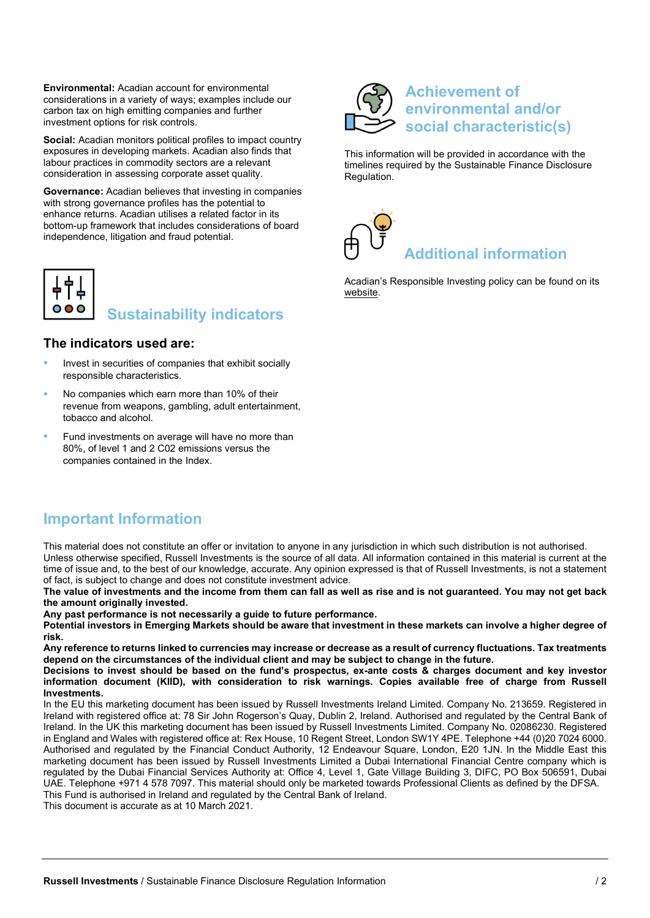**Environmental:** Acadian account for environmental considerations in a variety of ways; examples include our carbon tax on high emitting companies and further investment options for risk controls.

**Social:** Acadian monitors political profiles to impact country exposures in developing markets. Acadian also finds that labour practices in commodity sectors are a relevant consideration in assessing corporate asset quality.

**Governance:** Acadian believes that investing in companies with strong governance profiles has the potential to enhance returns. Acadian utilises a related factor in its bottom-up framework that includes considerations of board independence, litigation and fraud potential.

## Sustainability indicators

### The indicators used are:

- Invest in securities of companies that exhibit socially responsible characteristics.
- No companies which earn more than 10% of their revenue from weapons, gambling, adult entertainment, tobacco and alcohol.
- Fund investments on average will have no more than 80%, of level 1 and 2 C02 emissions versus the companies contained in the Index.

## Achievement of environmental and/or social characteristic(s)

This information will be provided in accordance with the timelines required by the Sustainable Finance Disclosure Regulation.

## Additional information

Acadian's Responsible Investing policy can be found on its website.

## Important Information

This material does not constitute an offer or invitation to anyone in any jurisdiction in which such distribution is not authorised. Unless otherwise specified, Russell Investments is the source of all data. All information contained in this material is current at the time of issue and, to the best of our knowledge, accurate. Any opinion expressed is that of Russell Investments, is not a statement of fact, is subject to change and does not constitute investment advice.

**The value of investments and the income from them can fall as well as rise and is not guaranteed. You may not get back the amount originally invested.**

**Any past performance is not necessarily a guide to future performance.**

**Potential investors in Emerging Markets should be aware that investment in these markets can involve a higher degree of risk.**

**Any reference to returns linked to currencies may increase or decrease as a result of currency fluctuations. Tax treatments depend on the circumstances of the individual client and may be subject to change in the future.**

**Decisions to invest should be based on the fund's prospectus, ex-ante costs & charges document and key investor information document (KIID), with consideration to risk warnings. Copies available free of charge from Russell Investments.**

In the EU this marketing document has been issued by Russell Investments Ireland Limited. Company No. 213659. Registered in Ireland with registered office at: 78 Sir John Rogerson's Quay, Dublin 2, Ireland. Authorised and regulated by the Central Bank of Ireland. In the UK this marketing document has been issued by Russell Investments Limited. Company No. 02086230. Registered in England and Wales with registered office at: Rex House, 10 Regent Street, London SW1Y 4PE. Telephone +44 (0)20 7024 6000. Authorised and regulated by the Financial Conduct Authority, 12 Endeavour Square, London, E20 1JN. In the Middle East this marketing document has been issued by Russell Investments Limited a Dubai International Financial Centre company which is regulated by the Dubai Financial Services Authority at: Office 4, Level 1, Gate Village Building 3, DIFC, PO Box 506591, Dubai UAE. Telephone +971 4 578 7097. This material should only be marketed towards Professional Clients as defined by the DFSA.
This Fund is authorised in Ireland and regulated by the Central Bank of Ireland.
This document is accurate as at 10 March 2021.